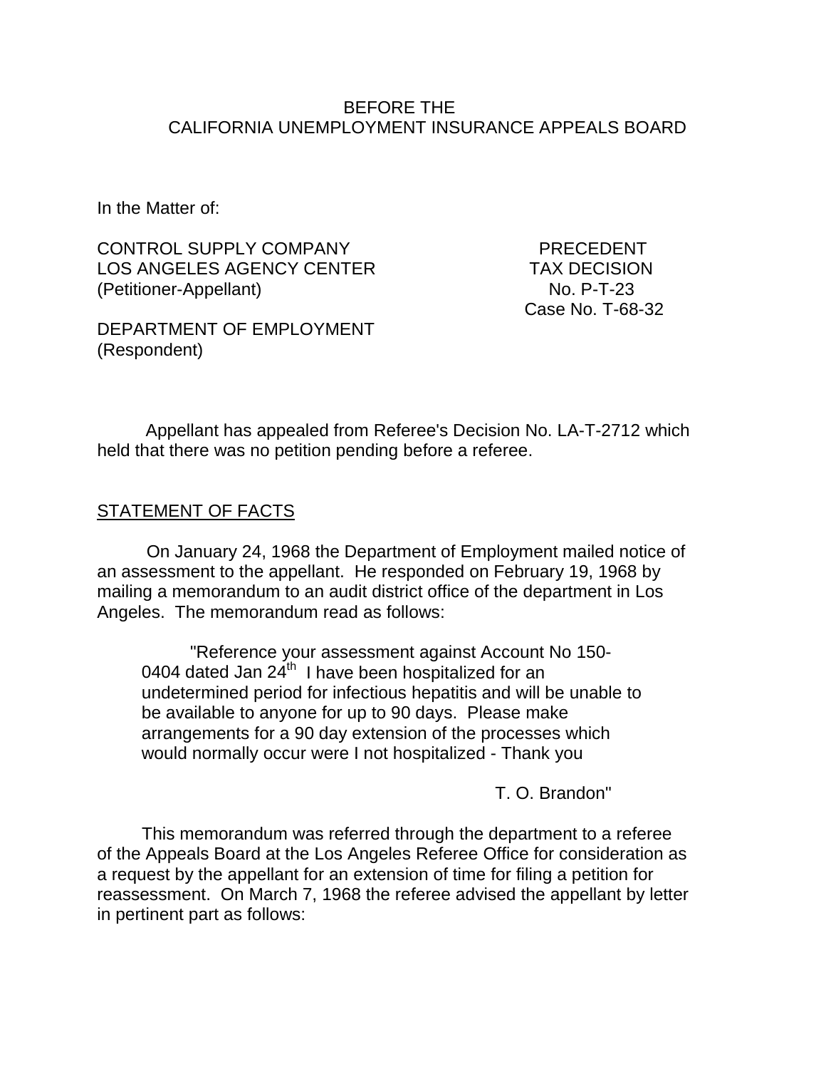BEFORE THE
CALIFORNIA UNEMPLOYMENT INSURANCE APPEALS BOARD

In the Matter of:

| | |
|---|---|
| CONTROL SUPPLY COMPANY<br>LOS ANGELES AGENCY CENTER<br>(Petitioner-Appellant) | PRECEDENT<br>TAX DECISION<br>No. P-T-23<br>Case No. T-68-32 |
| DEPARTMENT OF EMPLOYMENT<br>(Respondent) | |

Appellant has appealed from Referee's Decision No. LA-T-2712 which held that there was no petition pending before a referee.

## STATEMENT OF FACTS

On January 24, 1968 the Department of Employment mailed notice of an assessment to the appellant. He responded on February 19, 1968 by mailing a memorandum to an audit district office of the department in Los Angeles. The memorandum read as follows:

> "Reference your assessment against Account No 150-0404 dated Jan 24th I have been hospitalized for an undetermined period for infectious hepatitis and will be unable to be available to anyone for up to 90 days. Please make arrangements for a 90 day extension of the processes which would normally occur were I not hospitalized - Thank you
>
> T. O. Brandon"

This memorandum was referred through the department to a referee of the Appeals Board at the Los Angeles Referee Office for consideration as a request by the appellant for an extension of time for filing a petition for reassessment. On March 7, 1968 the referee advised the appellant by letter in pertinent part as follows: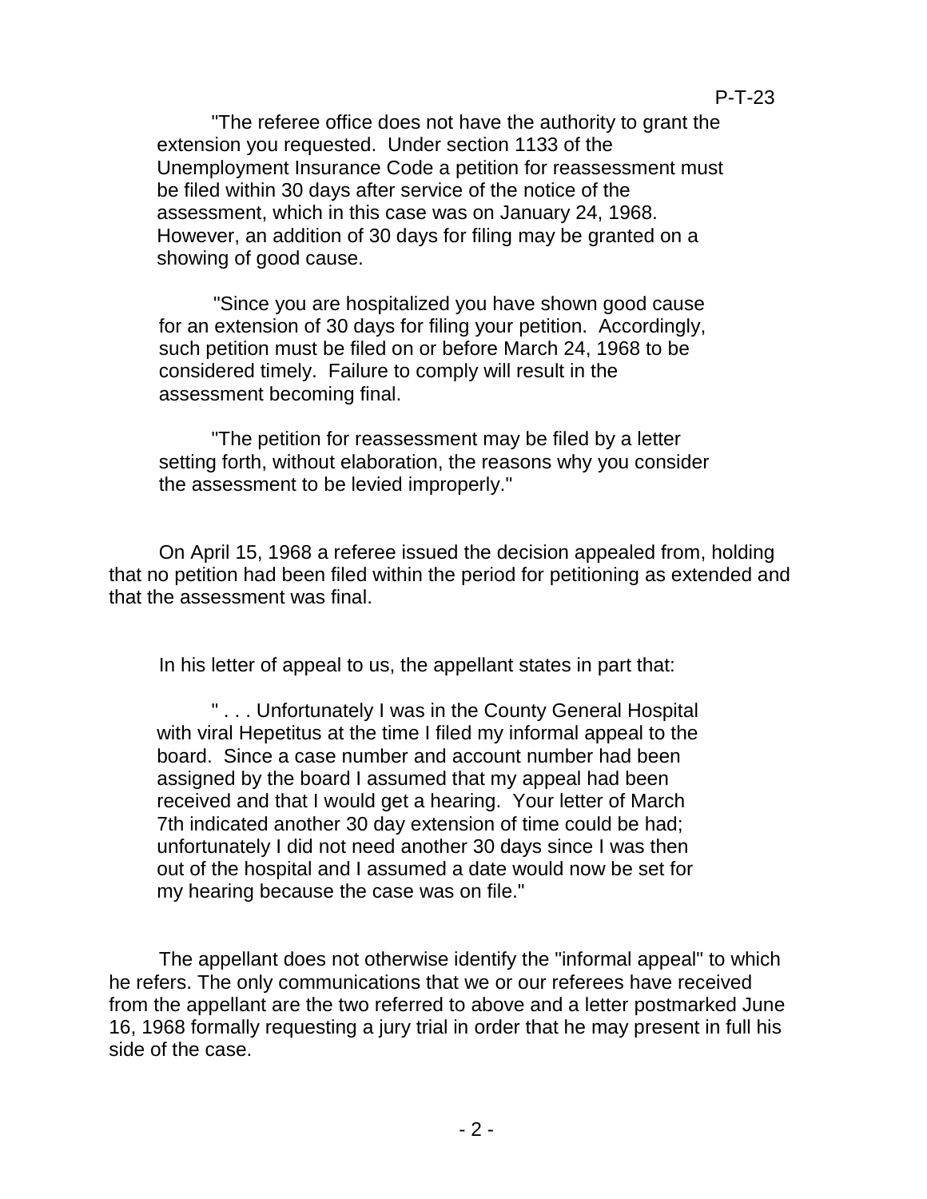"The referee office does not have the authority to grant the extension you requested. Under section 1133 of the Unemployment Insurance Code a petition for reassessment must be filed within 30 days after service of the notice of the assessment, which in this case was on January 24, 1968. However, an addition of 30 days for filing may be granted on a showing of good cause.

"Since you are hospitalized you have shown good cause for an extension of 30 days for filing your petition. Accordingly, such petition must be filed on or before March 24, 1968 to be considered timely. Failure to comply will result in the assessment becoming final.

"The petition for reassessment may be filed by a letter setting forth, without elaboration, the reasons why you consider the assessment to be levied improperly."

On April 15, 1968 a referee issued the decision appealed from, holding that no petition had been filed within the period for petitioning as extended and that the assessment was final.

In his letter of appeal to us, the appellant states in part that:

" . . . Unfortunately I was in the County General Hospital with viral Hepetitus at the time I filed my informal appeal to the board. Since a case number and account number had been assigned by the board I assumed that my appeal had been received and that I would get a hearing. Your letter of March 7th indicated another 30 day extension of time could be had; unfortunately I did not need another 30 days since I was then out of the hospital and I assumed a date would now be set for my hearing because the case was on file."

The appellant does not otherwise identify the "informal appeal" to which he refers. The only communications that we or our referees have received from the appellant are the two referred to above and a letter postmarked June 16, 1968 formally requesting a jury trial in order that he may present in full his side of the case.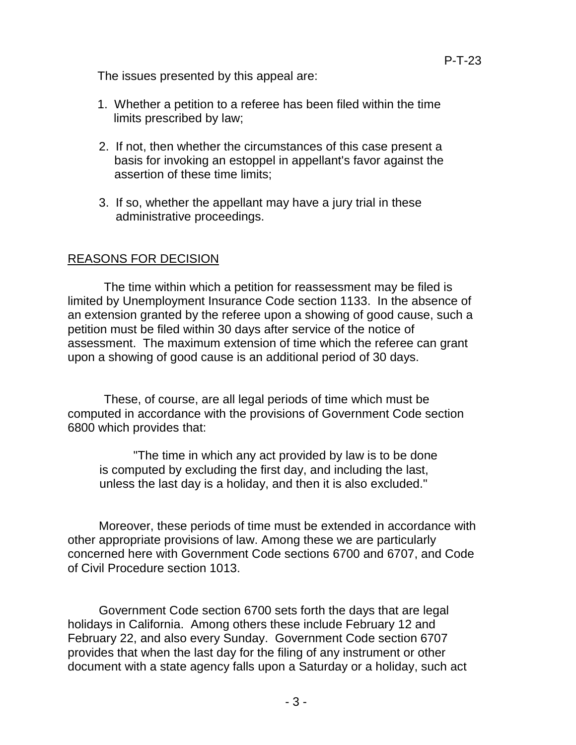The issues presented by this appeal are:

1. Whether a petition to a referee has been filed within the time limits prescribed by law;

2. If not, then whether the circumstances of this case present a basis for invoking an estoppel in appellant's favor against the assertion of these time limits;

3. If so, whether the appellant may have a jury trial in these administrative proceedings.

## REASONS FOR DECISION

The time within which a petition for reassessment may be filed is limited by Unemployment Insurance Code section 1133. In the absence of an extension granted by the referee upon a showing of good cause, such a petition must be filed within 30 days after service of the notice of assessment. The maximum extension of time which the referee can grant upon a showing of good cause is an additional period of 30 days.

These, of course, are all legal periods of time which must be computed in accordance with the provisions of Government Code section 6800 which provides that:

> "The time in which any act provided by law is to be done is computed by excluding the first day, and including the last, unless the last day is a holiday, and then it is also excluded."

Moreover, these periods of time must be extended in accordance with other appropriate provisions of law. Among these we are particularly concerned here with Government Code sections 6700 and 6707, and Code of Civil Procedure section 1013.

Government Code section 6700 sets forth the days that are legal holidays in California. Among others these include February 12 and February 22, and also every Sunday. Government Code section 6707 provides that when the last day for the filing of any instrument or other document with a state agency falls upon a Saturday or a holiday, such act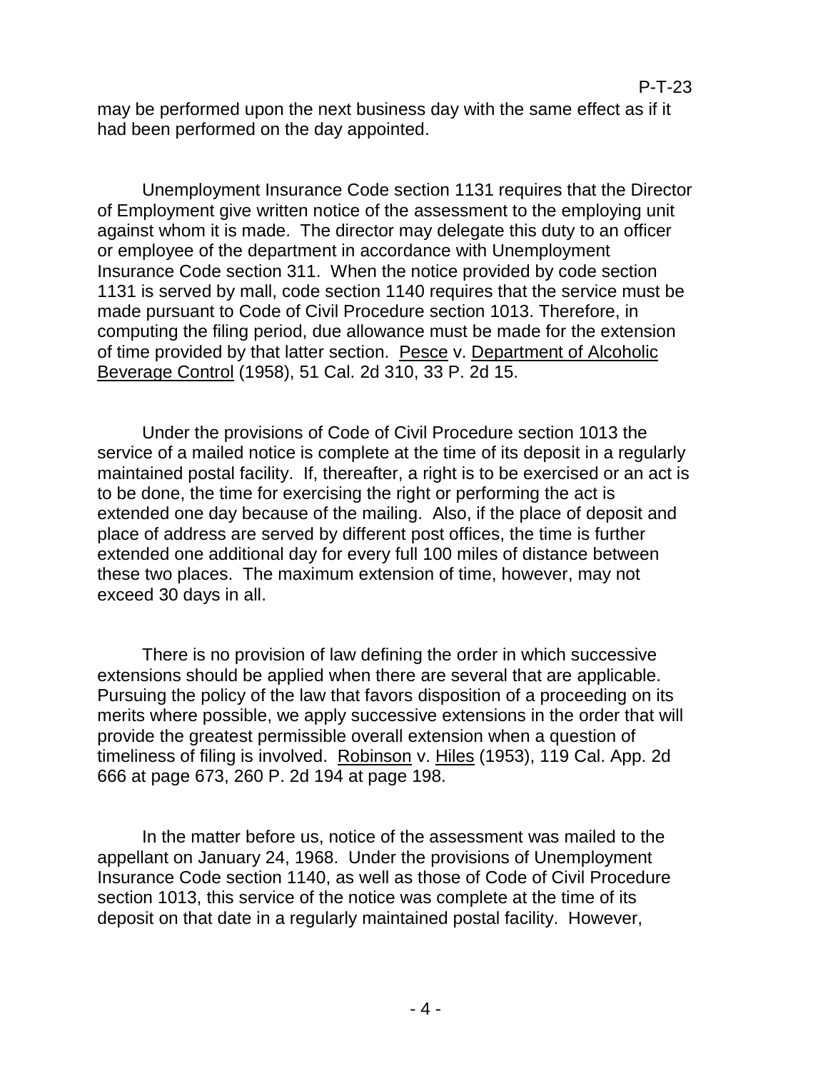may be performed upon the next business day with the same effect as if it had been performed on the day appointed.

Unemployment Insurance Code section 1131 requires that the Director of Employment give written notice of the assessment to the employing unit against whom it is made. The director may delegate this duty to an officer or employee of the department in accordance with Unemployment Insurance Code section 311. When the notice provided by code section 1131 is served by mall, code section 1140 requires that the service must be made pursuant to Code of Civil Procedure section 1013. Therefore, in computing the filing period, due allowance must be made for the extension of time provided by that latter section. Pesce v. Department of Alcoholic Beverage Control (1958), 51 Cal. 2d 310, 33 P. 2d 15.

Under the provisions of Code of Civil Procedure section 1013 the service of a mailed notice is complete at the time of its deposit in a regularly maintained postal facility. If, thereafter, a right is to be exercised or an act is to be done, the time for exercising the right or performing the act is extended one day because of the mailing. Also, if the place of deposit and place of address are served by different post offices, the time is further extended one additional day for every full 100 miles of distance between these two places. The maximum extension of time, however, may not exceed 30 days in all.

There is no provision of law defining the order in which successive extensions should be applied when there are several that are applicable. Pursuing the policy of the law that favors disposition of a proceeding on its merits where possible, we apply successive extensions in the order that will provide the greatest permissible overall extension when a question of timeliness of filing is involved. Robinson v. Hiles (1953), 119 Cal. App. 2d 666 at page 673, 260 P. 2d 194 at page 198.

In the matter before us, notice of the assessment was mailed to the appellant on January 24, 1968. Under the provisions of Unemployment Insurance Code section 1140, as well as those of Code of Civil Procedure section 1013, this service of the notice was complete at the time of its deposit on that date in a regularly maintained postal facility. However,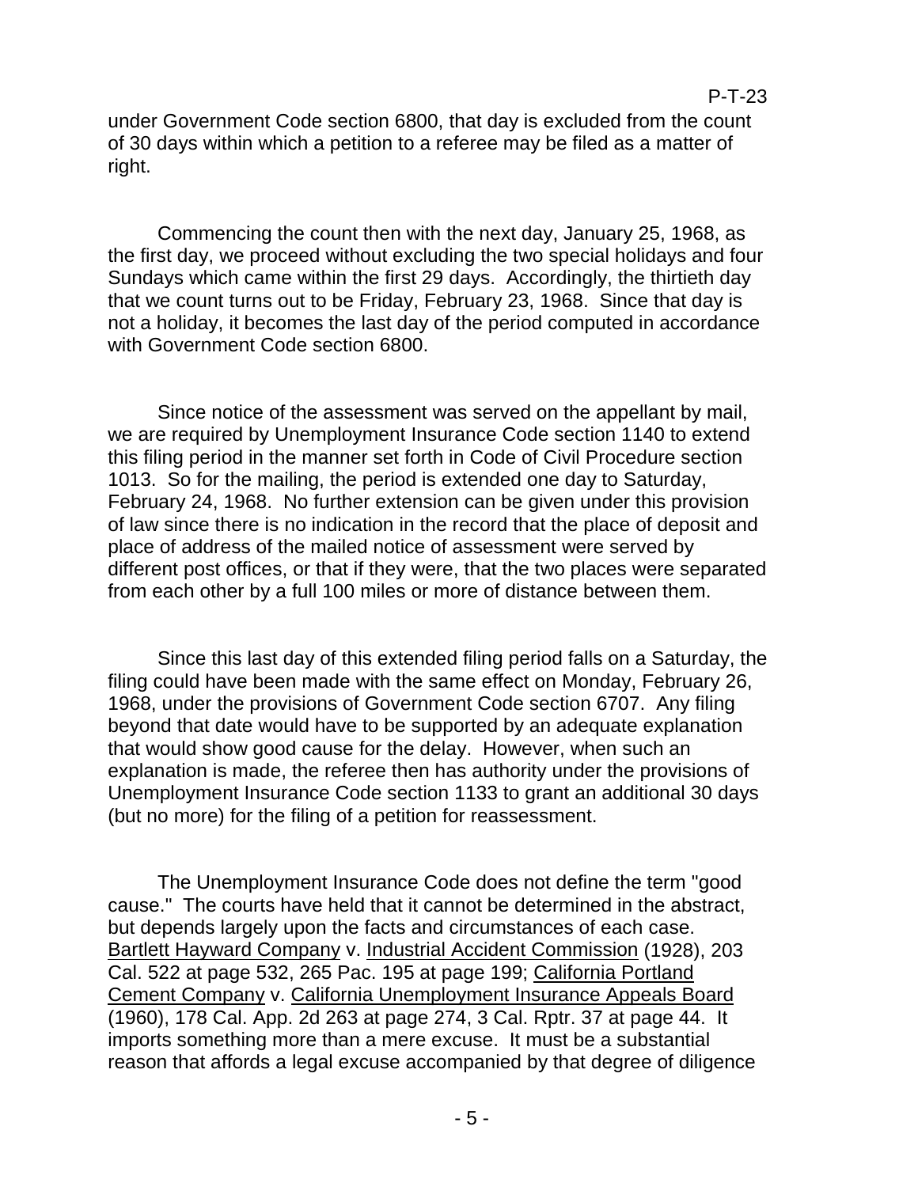under Government Code section 6800, that day is excluded from the count of 30 days within which a petition to a referee may be filed as a matter of right.

Commencing the count then with the next day, January 25, 1968, as the first day, we proceed without excluding the two special holidays and four Sundays which came within the first 29 days. Accordingly, the thirtieth day that we count turns out to be Friday, February 23, 1968. Since that day is not a holiday, it becomes the last day of the period computed in accordance with Government Code section 6800.

Since notice of the assessment was served on the appellant by mail, we are required by Unemployment Insurance Code section 1140 to extend this filing period in the manner set forth in Code of Civil Procedure section 1013. So for the mailing, the period is extended one day to Saturday, February 24, 1968. No further extension can be given under this provision of law since there is no indication in the record that the place of deposit and place of address of the mailed notice of assessment were served by different post offices, or that if they were, that the two places were separated from each other by a full 100 miles or more of distance between them.

Since this last day of this extended filing period falls on a Saturday, the filing could have been made with the same effect on Monday, February 26, 1968, under the provisions of Government Code section 6707. Any filing beyond that date would have to be supported by an adequate explanation that would show good cause for the delay. However, when such an explanation is made, the referee then has authority under the provisions of Unemployment Insurance Code section 1133 to grant an additional 30 days (but no more) for the filing of a petition for reassessment.

The Unemployment Insurance Code does not define the term "good cause." The courts have held that it cannot be determined in the abstract, but depends largely upon the facts and circumstances of each case. Bartlett Hayward Company v. Industrial Accident Commission (1928), 203 Cal. 522 at page 532, 265 Pac. 195 at page 199; California Portland Cement Company v. California Unemployment Insurance Appeals Board (1960), 178 Cal. App. 2d 263 at page 274, 3 Cal. Rptr. 37 at page 44. It imports something more than a mere excuse. It must be a substantial reason that affords a legal excuse accompanied by that degree of diligence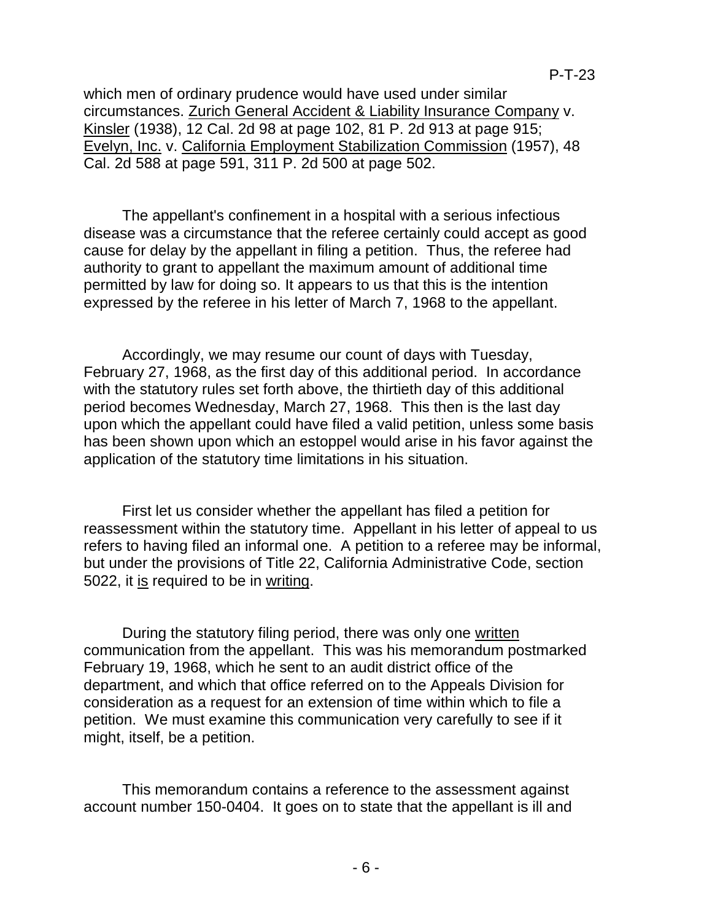which men of ordinary prudence would have used under similar circumstances. Zurich General Accident & Liability Insurance Company v. Kinsler (1938), 12 Cal. 2d 98 at page 102, 81 P. 2d 913 at page 915; Evelyn, Inc. v. California Employment Stabilization Commission (1957), 48 Cal. 2d 588 at page 591, 311 P. 2d 500 at page 502.

The appellant's confinement in a hospital with a serious infectious disease was a circumstance that the referee certainly could accept as good cause for delay by the appellant in filing a petition. Thus, the referee had authority to grant to appellant the maximum amount of additional time permitted by law for doing so. It appears to us that this is the intention expressed by the referee in his letter of March 7, 1968 to the appellant.

Accordingly, we may resume our count of days with Tuesday, February 27, 1968, as the first day of this additional period. In accordance with the statutory rules set forth above, the thirtieth day of this additional period becomes Wednesday, March 27, 1968. This then is the last day upon which the appellant could have filed a valid petition, unless some basis has been shown upon which an estoppel would arise in his favor against the application of the statutory time limitations in his situation.

First let us consider whether the appellant has filed a petition for reassessment within the statutory time. Appellant in his letter of appeal to us refers to having filed an informal one. A petition to a referee may be informal, but under the provisions of Title 22, California Administrative Code, section 5022, it is required to be in writing.

During the statutory filing period, there was only one written communication from the appellant. This was his memorandum postmarked February 19, 1968, which he sent to an audit district office of the department, and which that office referred on to the Appeals Division for consideration as a request for an extension of time within which to file a petition. We must examine this communication very carefully to see if it might, itself, be a petition.

This memorandum contains a reference to the assessment against account number 150-0404. It goes on to state that the appellant is ill and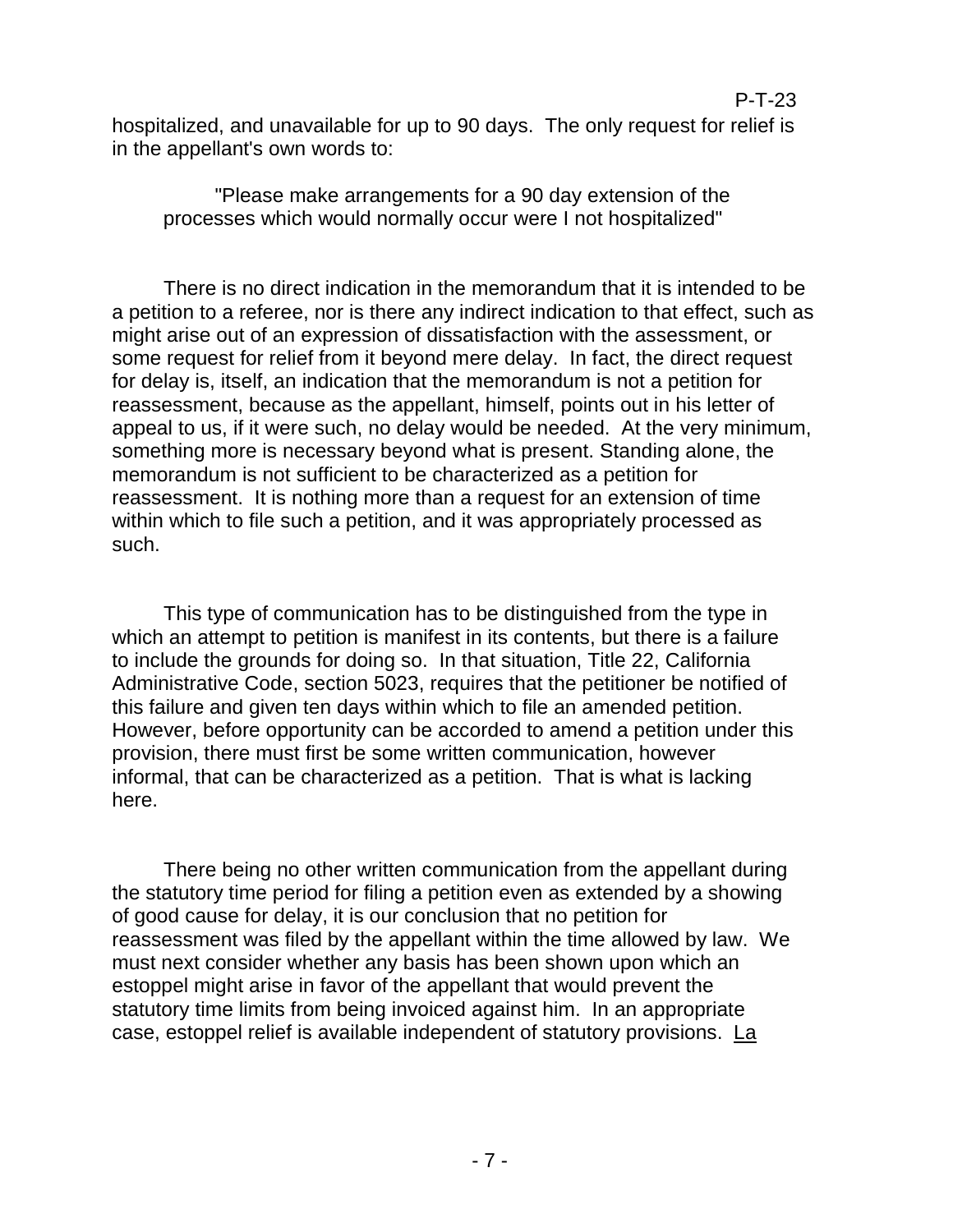hospitalized, and unavailable for up to 90 days. The only request for relief is in the appellant's own words to:

> "Please make arrangements for a 90 day extension of the processes which would normally occur were I not hospitalized"

There is no direct indication in the memorandum that it is intended to be a petition to a referee, nor is there any indirect indication to that effect, such as might arise out of an expression of dissatisfaction with the assessment, or some request for relief from it beyond mere delay. In fact, the direct request for delay is, itself, an indication that the memorandum is not a petition for reassessment, because as the appellant, himself, points out in his letter of appeal to us, if it were such, no delay would be needed. At the very minimum, something more is necessary beyond what is present. Standing alone, the memorandum is not sufficient to be characterized as a petition for reassessment. It is nothing more than a request for an extension of time within which to file such a petition, and it was appropriately processed as such.

This type of communication has to be distinguished from the type in which an attempt to petition is manifest in its contents, but there is a failure to include the grounds for doing so. In that situation, Title 22, California Administrative Code, section 5023, requires that the petitioner be notified of this failure and given ten days within which to file an amended petition. However, before opportunity can be accorded to amend a petition under this provision, there must first be some written communication, however informal, that can be characterized as a petition. That is what is lacking here.

There being no other written communication from the appellant during the statutory time period for filing a petition even as extended by a showing of good cause for delay, it is our conclusion that no petition for reassessment was filed by the appellant within the time allowed by law. We must next consider whether any basis has been shown upon which an estoppel might arise in favor of the appellant that would prevent the statutory time limits from being invoiced against him. In an appropriate case, estoppel relief is available independent of statutory provisions. La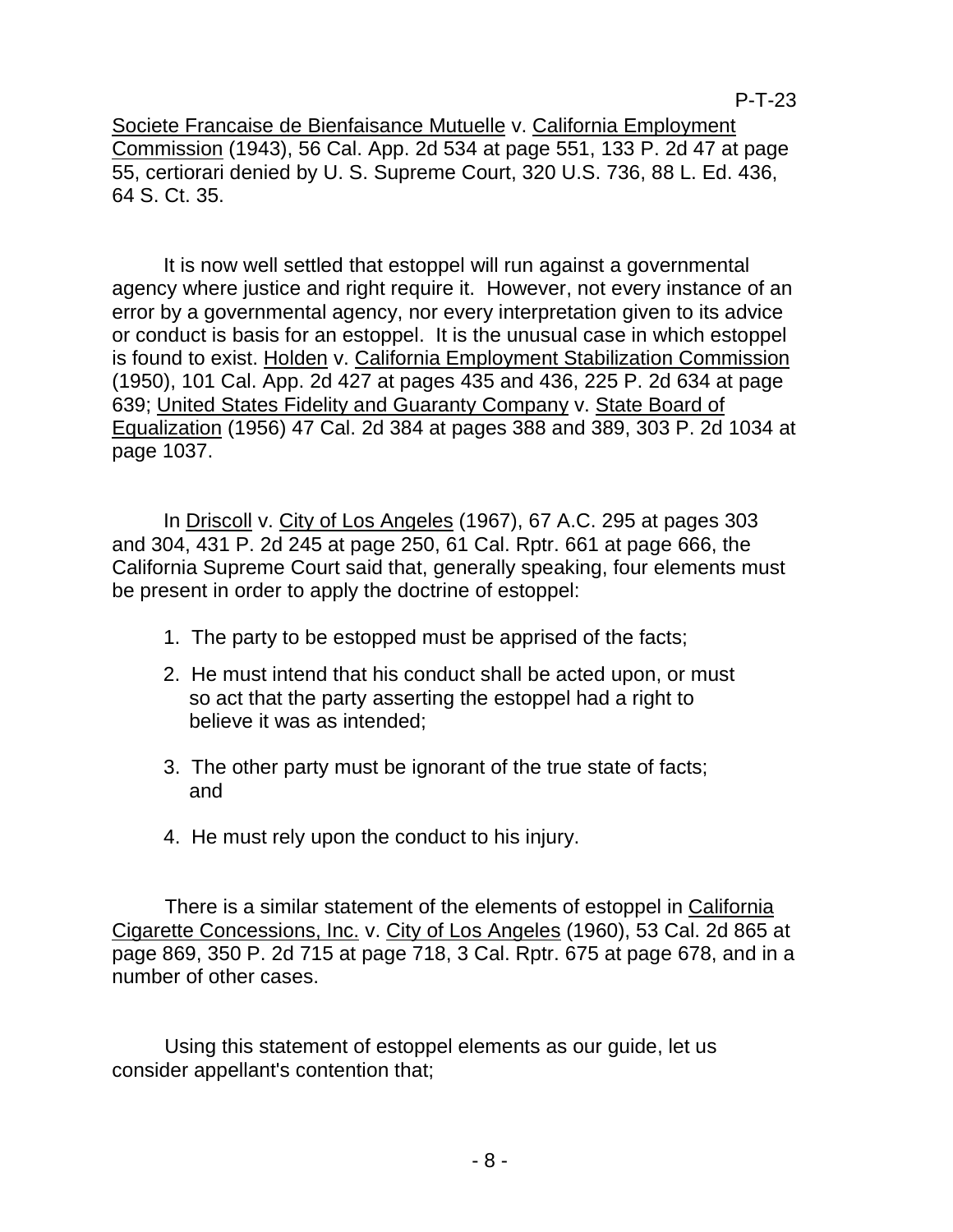Societe Francaise de Bienfaisance Mutuelle v. California Employment Commission (1943), 56 Cal. App. 2d 534 at page 551, 133 P. 2d 47 at page 55, certiorari denied by U. S. Supreme Court, 320 U.S. 736, 88 L. Ed. 436, 64 S. Ct. 35.

It is now well settled that estoppel will run against a governmental agency where justice and right require it. However, not every instance of an error by a governmental agency, nor every interpretation given to its advice or conduct is basis for an estoppel. It is the unusual case in which estoppel is found to exist. Holden v. California Employment Stabilization Commission (1950), 101 Cal. App. 2d 427 at pages 435 and 436, 225 P. 2d 634 at page 639; United States Fidelity and Guaranty Company v. State Board of Equalization (1956) 47 Cal. 2d 384 at pages 388 and 389, 303 P. 2d 1034 at page 1037.

In Driscoll v. City of Los Angeles (1967), 67 A.C. 295 at pages 303 and 304, 431 P. 2d 245 at page 250, 61 Cal. Rptr. 661 at page 666, the California Supreme Court said that, generally speaking, four elements must be present in order to apply the doctrine of estoppel:

1. The party to be estopped must be apprised of the facts;
2. He must intend that his conduct shall be acted upon, or must so act that the party asserting the estoppel had a right to believe it was as intended;
3. The other party must be ignorant of the true state of facts; and
4. He must rely upon the conduct to his injury.

There is a similar statement of the elements of estoppel in California Cigarette Concessions, Inc. v. City of Los Angeles (1960), 53 Cal. 2d 865 at page 869, 350 P. 2d 715 at page 718, 3 Cal. Rptr. 675 at page 678, and in a number of other cases.

Using this statement of estoppel elements as our guide, let us consider appellant's contention that;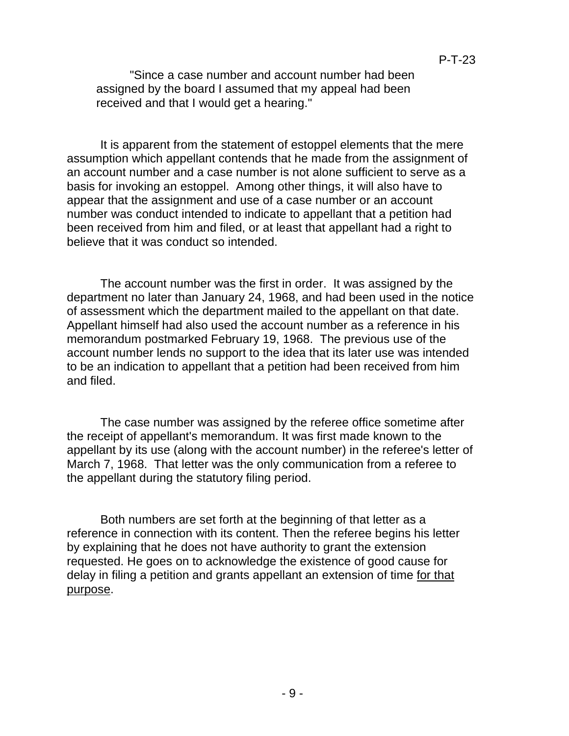> "Since a case number and account number had been assigned by the board I assumed that my appeal had been received and that I would get a hearing."

It is apparent from the statement of estoppel elements that the mere assumption which appellant contends that he made from the assignment of an account number and a case number is not alone sufficient to serve as a basis for invoking an estoppel. Among other things, it will also have to appear that the assignment and use of a case number or an account number was conduct intended to indicate to appellant that a petition had been received from him and filed, or at least that appellant had a right to believe that it was conduct so intended.

The account number was the first in order. It was assigned by the department no later than January 24, 1968, and had been used in the notice of assessment which the department mailed to the appellant on that date. Appellant himself had also used the account number as a reference in his memorandum postmarked February 19, 1968. The previous use of the account number lends no support to the idea that its later use was intended to be an indication to appellant that a petition had been received from him and filed.

The case number was assigned by the referee office sometime after the receipt of appellant's memorandum. It was first made known to the appellant by its use (along with the account number) in the referee's letter of March 7, 1968. That letter was the only communication from a referee to the appellant during the statutory filing period.

Both numbers are set forth at the beginning of that letter as a reference in connection with its content. Then the referee begins his letter by explaining that he does not have authority to grant the extension requested. He goes on to acknowledge the existence of good cause for delay in filing a petition and grants appellant an extension of time <u>for that purpose</u>.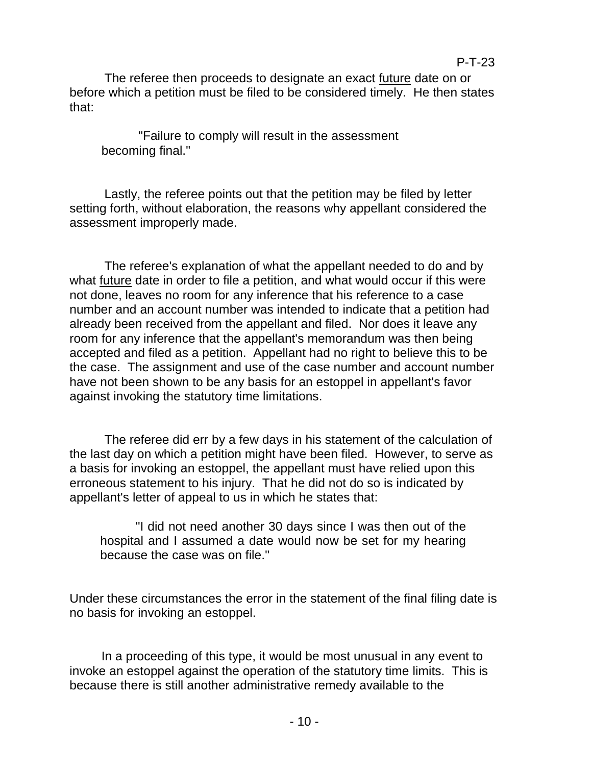The referee then proceeds to designate an exact future date on or before which a petition must be filed to be considered timely. He then states that:

> "Failure to comply will result in the assessment becoming final."

Lastly, the referee points out that the petition may be filed by letter setting forth, without elaboration, the reasons why appellant considered the assessment improperly made.

The referee's explanation of what the appellant needed to do and by what future date in order to file a petition, and what would occur if this were not done, leaves no room for any inference that his reference to a case number and an account number was intended to indicate that a petition had already been received from the appellant and filed. Nor does it leave any room for any inference that the appellant's memorandum was then being accepted and filed as a petition. Appellant had no right to believe this to be the case. The assignment and use of the case number and account number have not been shown to be any basis for an estoppel in appellant's favor against invoking the statutory time limitations.

The referee did err by a few days in his statement of the calculation of the last day on which a petition might have been filed. However, to serve as a basis for invoking an estoppel, the appellant must have relied upon this erroneous statement to his injury. That he did not do so is indicated by appellant's letter of appeal to us in which he states that:

> "I did not need another 30 days since I was then out of the hospital and I assumed a date would now be set for my hearing because the case was on file."

Under these circumstances the error in the statement of the final filing date is no basis for invoking an estoppel.

In a proceeding of this type, it would be most unusual in any event to invoke an estoppel against the operation of the statutory time limits. This is because there is still another administrative remedy available to the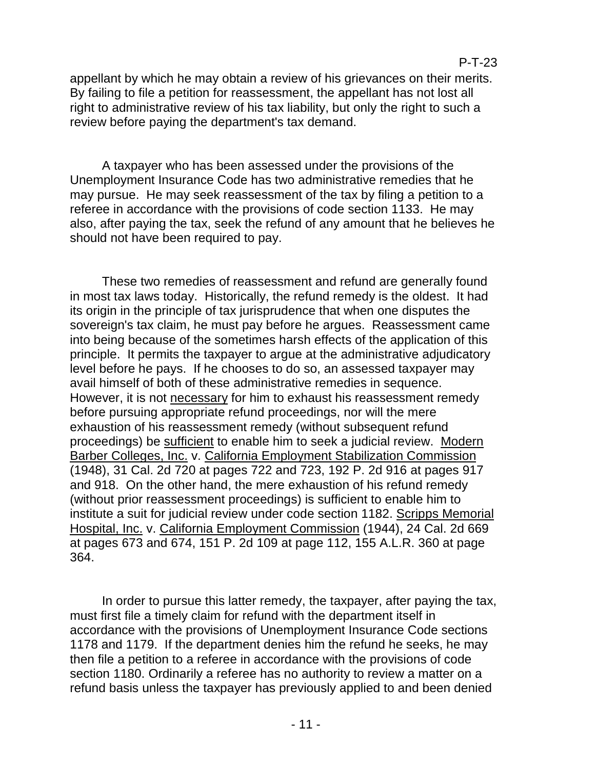appellant by which he may obtain a review of his grievances on their merits. By failing to file a petition for reassessment, the appellant has not lost all right to administrative review of his tax liability, but only the right to such a review before paying the department's tax demand.

A taxpayer who has been assessed under the provisions of the Unemployment Insurance Code has two administrative remedies that he may pursue. He may seek reassessment of the tax by filing a petition to a referee in accordance with the provisions of code section 1133. He may also, after paying the tax, seek the refund of any amount that he believes he should not have been required to pay.

These two remedies of reassessment and refund are generally found in most tax laws today. Historically, the refund remedy is the oldest. It had its origin in the principle of tax jurisprudence that when one disputes the sovereign's tax claim, he must pay before he argues. Reassessment came into being because of the sometimes harsh effects of the application of this principle. It permits the taxpayer to argue at the administrative adjudicatory level before he pays. If he chooses to do so, an assessed taxpayer may avail himself of both of these administrative remedies in sequence. However, it is not <u>necessary</u> for him to exhaust his reassessment remedy before pursuing appropriate refund proceedings, nor will the mere exhaustion of his reassessment remedy (without subsequent refund proceedings) be <u>sufficient</u> to enable him to seek a judicial review. <u>Modern Barber Colleges, Inc.</u> v. <u>California Employment Stabilization Commission</u> (1948), 31 Cal. 2d 720 at pages 722 and 723, 192 P. 2d 916 at pages 917 and 918. On the other hand, the mere exhaustion of his refund remedy (without prior reassessment proceedings) is sufficient to enable him to institute a suit for judicial review under code section 1182. <u>Scripps Memorial Hospital, Inc.</u> v. <u>California Employment Commission</u> (1944), 24 Cal. 2d 669 at pages 673 and 674, 151 P. 2d 109 at page 112, 155 A.L.R. 360 at page 364.

In order to pursue this latter remedy, the taxpayer, after paying the tax, must first file a timely claim for refund with the department itself in accordance with the provisions of Unemployment Insurance Code sections 1178 and 1179. If the department denies him the refund he seeks, he may then file a petition to a referee in accordance with the provisions of code section 1180. Ordinarily a referee has no authority to review a matter on a refund basis unless the taxpayer has previously applied to and been denied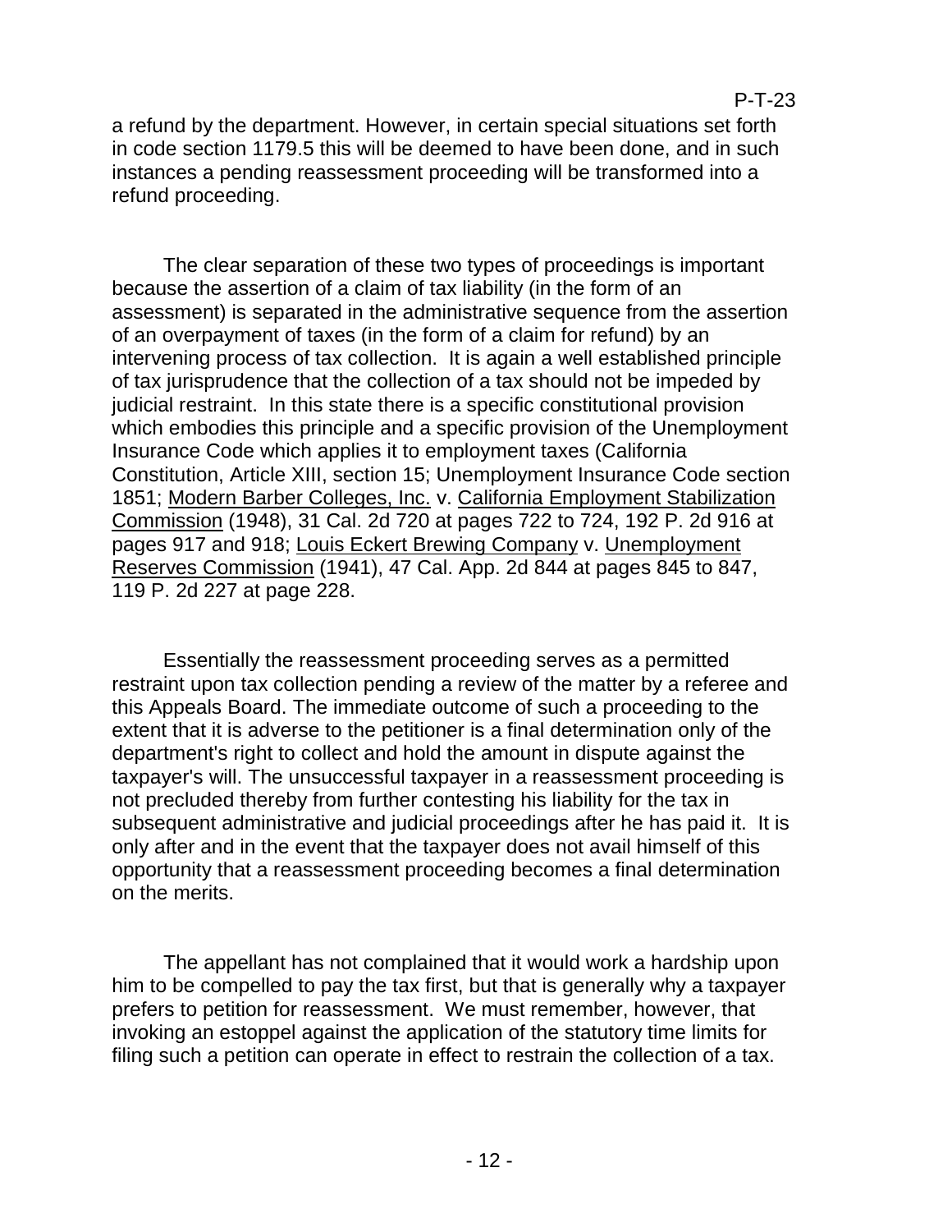a refund by the department. However, in certain special situations set forth in code section 1179.5 this will be deemed to have been done, and in such instances a pending reassessment proceeding will be transformed into a refund proceeding.

The clear separation of these two types of proceedings is important because the assertion of a claim of tax liability (in the form of an assessment) is separated in the administrative sequence from the assertion of an overpayment of taxes (in the form of a claim for refund) by an intervening process of tax collection. It is again a well established principle of tax jurisprudence that the collection of a tax should not be impeded by judicial restraint. In this state there is a specific constitutional provision which embodies this principle and a specific provision of the Unemployment Insurance Code which applies it to employment taxes (California Constitution, Article XIII, section 15; Unemployment Insurance Code section 1851; Modern Barber Colleges, Inc. v. California Employment Stabilization Commission (1948), 31 Cal. 2d 720 at pages 722 to 724, 192 P. 2d 916 at pages 917 and 918; Louis Eckert Brewing Company v. Unemployment Reserves Commission (1941), 47 Cal. App. 2d 844 at pages 845 to 847, 119 P. 2d 227 at page 228.

Essentially the reassessment proceeding serves as a permitted restraint upon tax collection pending a review of the matter by a referee and this Appeals Board. The immediate outcome of such a proceeding to the extent that it is adverse to the petitioner is a final determination only of the department's right to collect and hold the amount in dispute against the taxpayer's will. The unsuccessful taxpayer in a reassessment proceeding is not precluded thereby from further contesting his liability for the tax in subsequent administrative and judicial proceedings after he has paid it. It is only after and in the event that the taxpayer does not avail himself of this opportunity that a reassessment proceeding becomes a final determination on the merits.

The appellant has not complained that it would work a hardship upon him to be compelled to pay the tax first, but that is generally why a taxpayer prefers to petition for reassessment. We must remember, however, that invoking an estoppel against the application of the statutory time limits for filing such a petition can operate in effect to restrain the collection of a tax.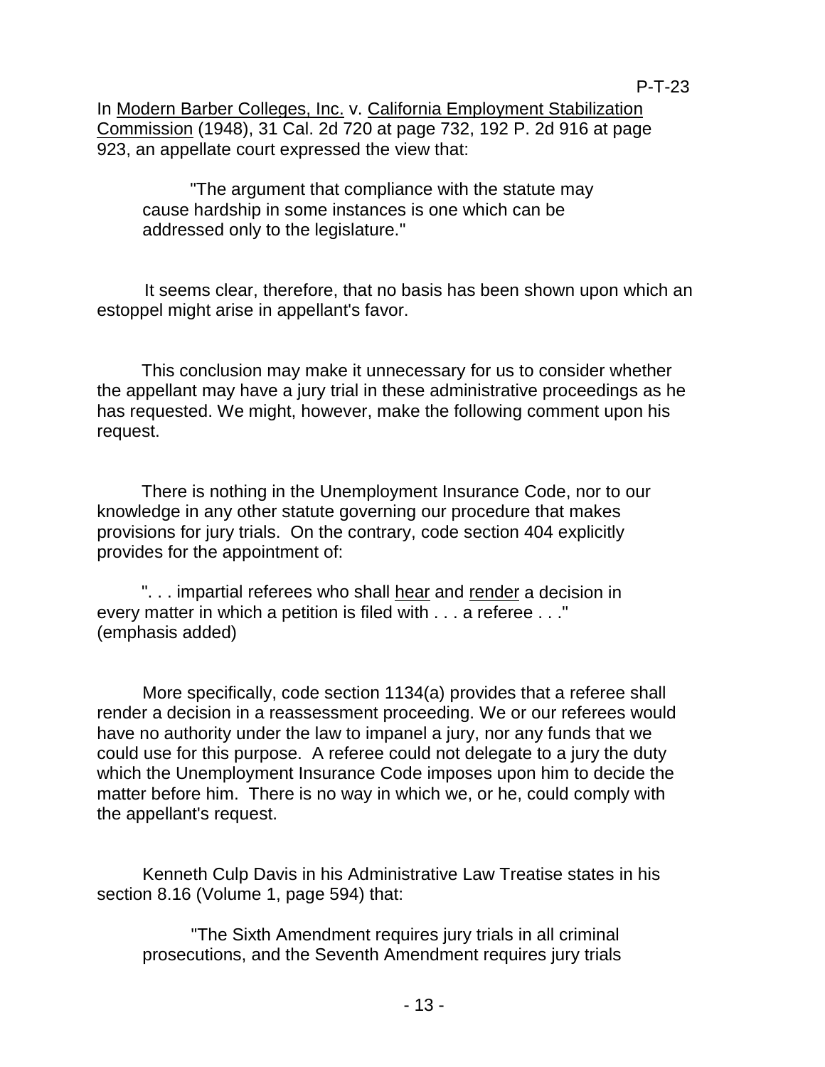In <u>Modern Barber Colleges, Inc.</u> v. <u>California Employment Stabilization Commission</u> (1948), 31 Cal. 2d 720 at page 732, 192 P. 2d 916 at page 923, an appellate court expressed the view that:

> "The argument that compliance with the statute may cause hardship in some instances is one which can be addressed only to the legislature."

It seems clear, therefore, that no basis has been shown upon which an estoppel might arise in appellant's favor.

This conclusion may make it unnecessary for us to consider whether the appellant may have a jury trial in these administrative proceedings as he has requested. We might, however, make the following comment upon his request.

There is nothing in the Unemployment Insurance Code, nor to our knowledge in any other statute governing our procedure that makes provisions for jury trials. On the contrary, code section 404 explicitly provides for the appointment of:

". . . impartial referees who shall <u>hear</u> and <u>render</u> a decision in every matter in which a petition is filed with . . . a referee . . ." (emphasis added)

More specifically, code section 1134(a) provides that a referee shall render a decision in a reassessment proceeding. We or our referees would have no authority under the law to impanel a jury, nor any funds that we could use for this purpose. A referee could not delegate to a jury the duty which the Unemployment Insurance Code imposes upon him to decide the matter before him. There is no way in which we, or he, could comply with the appellant's request.

Kenneth Culp Davis in his Administrative Law Treatise states in his section 8.16 (Volume 1, page 594) that:

> "The Sixth Amendment requires jury trials in all criminal prosecutions, and the Seventh Amendment requires jury trials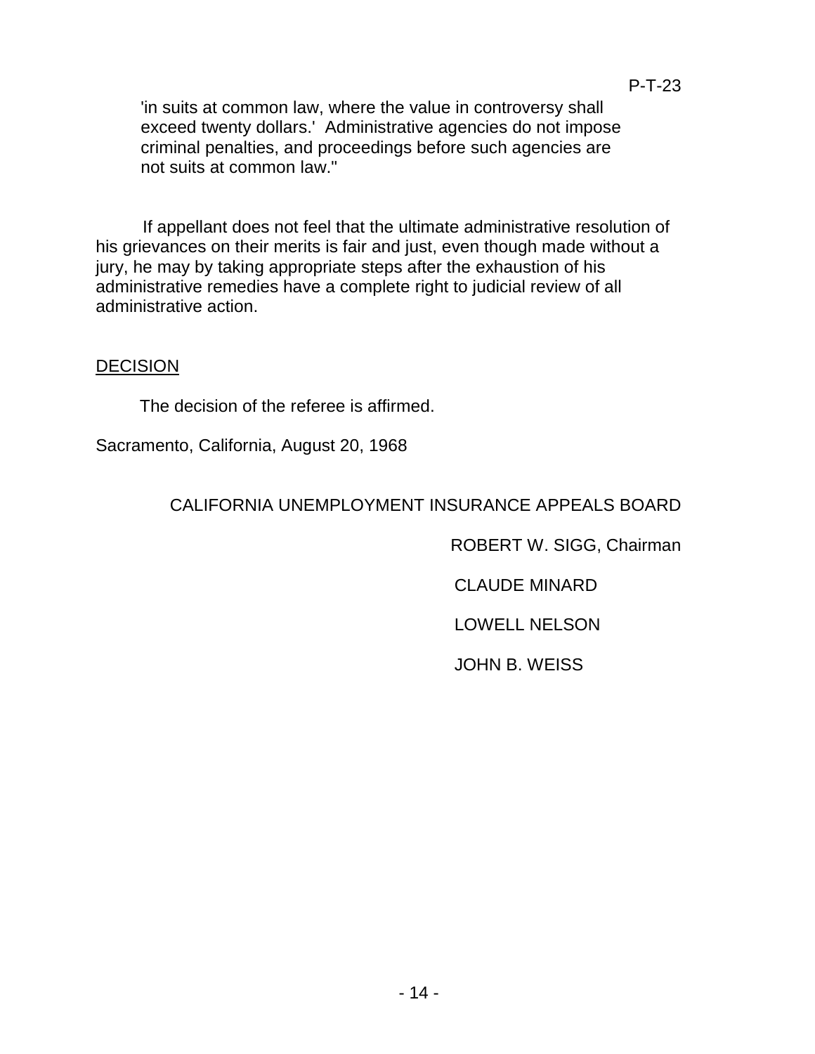'in suits at common law, where the value in controversy shall exceed twenty dollars.' Administrative agencies do not impose criminal penalties, and proceedings before such agencies are not suits at common law."

If appellant does not feel that the ultimate administrative resolution of his grievances on their merits is fair and just, even though made without a jury, he may by taking appropriate steps after the exhaustion of his administrative remedies have a complete right to judicial review of all administrative action.

<u>DECISION</u>

The decision of the referee is affirmed.

Sacramento, California, August 20, 1968

CALIFORNIA UNEMPLOYMENT INSURANCE APPEALS BOARD

ROBERT W. SIGG, Chairman

CLAUDE MINARD

LOWELL NELSON

JOHN B. WEISS